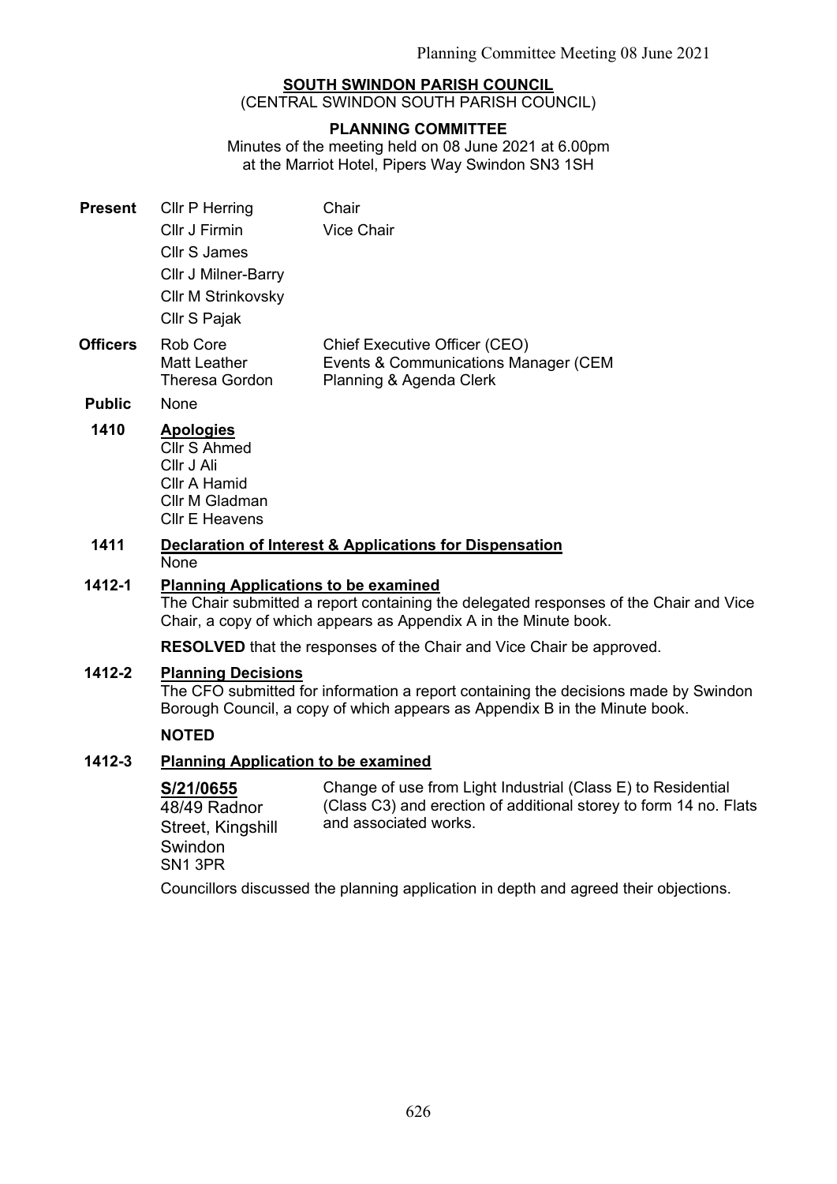**SOUTH SWINDON PARISH COUNCIL**
(CENTRAL SWINDON SOUTH PARISH COUNCIL)

**PLANNING COMMITTEE**
Minutes of the meeting held on 08 June 2021 at 6.00pm
at the Marriot Hotel, Pipers Way Swindon SN3 1SH

| | | |
|---|---|---|
| **Present** | Cllr P Herring | Chair |
| | Cllr J Firmin | Vice Chair |
| | Cllr S James | |
| | Cllr J Milner-Barry | |
| | Cllr M Strinkovsky | |
| | Cllr S Pajak | |
| **Officers** | Rob Core | Chief Executive Officer (CEO) |
| | Matt Leather | Events & Communications Manager (CEM |
| | Theresa Gordon | Planning & Agenda Clerk |
| **Public** | None | |

**1410 Apologies**
Cllr S Ahmed
Cllr J Ali
Cllr A Hamid
Cllr M Gladman
Cllr E Heavens

**1411 Declaration of Interest & Applications for Dispensation**
None

**1412-1 Planning Applications to be examined**
The Chair submitted a report containing the delegated responses of the Chair and Vice Chair, a copy of which appears as Appendix A in the Minute book.

**RESOLVED** that the responses of the Chair and Vice Chair be approved.

**1412-2 Planning Decisions**
The CFO submitted for information a report containing the decisions made by Swindon Borough Council, a copy of which appears as Appendix B in the Minute book.

**NOTED**

**1412-3 Planning Application to be examined**

| | |
|---|---|
| **S/21/0655**<br>48/49 Radnor Street, Kingshill Swindon SN1 3PR | Change of use from Light Industrial (Class E) to Residential (Class C3) and erection of additional storey to form 14 no. Flats and associated works. |

Councillors discussed the planning application in depth and agreed their objections.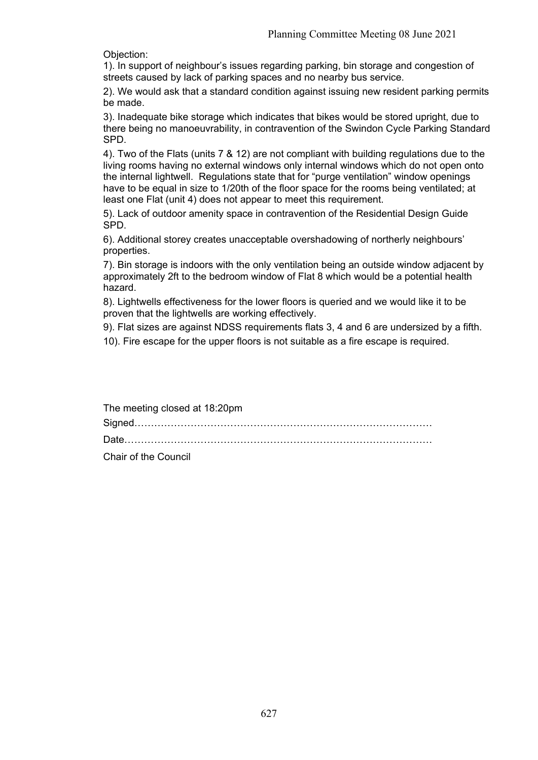Objection:

1). In support of neighbour's issues regarding parking, bin storage and congestion of streets caused by lack of parking spaces and no nearby bus service.

2). We would ask that a standard condition against issuing new resident parking permits be made.

3). Inadequate bike storage which indicates that bikes would be stored upright, due to there being no manoeuvrability, in contravention of the Swindon Cycle Parking Standard SPD.

4). Two of the Flats (units 7 & 12) are not compliant with building regulations due to the living rooms having no external windows only internal windows which do not open onto the internal lightwell. Regulations state that for "purge ventilation" window openings have to be equal in size to 1/20th of the floor space for the rooms being ventilated; at least one Flat (unit 4) does not appear to meet this requirement.

5). Lack of outdoor amenity space in contravention of the Residential Design Guide SPD.

6). Additional storey creates unacceptable overshadowing of northerly neighbours' properties.

7). Bin storage is indoors with the only ventilation being an outside window adjacent by approximately 2ft to the bedroom window of Flat 8 which would be a potential health hazard.

8). Lightwells effectiveness for the lower floors is queried and we would like it to be proven that the lightwells are working effectively.

9). Flat sizes are against NDSS requirements flats 3, 4 and 6 are undersized by a fifth.

10). Fire escape for the upper floors is not suitable as a fire escape is required.

The meeting closed at 18:20pm

Signed………………………………………………………………………………

Date…………………………………………………………………………………

Chair of the Council